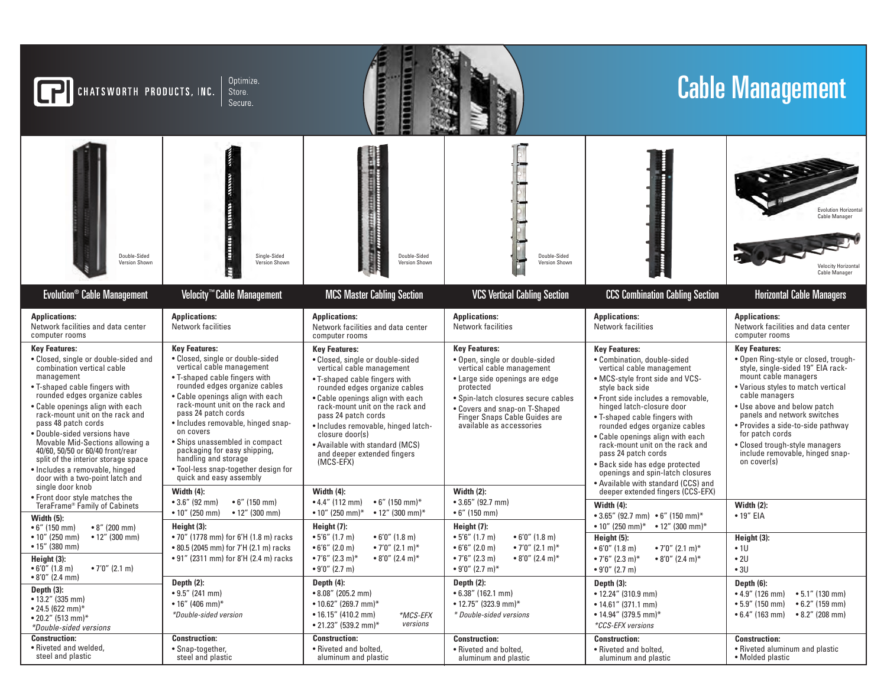CHATSWORTH PRODUCTS, INC. Optimize. Store. Secure.

# Cable Management

Double-Sided Version Shown | Single-Sided Version Shown | Double-Sided Version Shown | Double-Sided Version Shown | Evolution Horizontal Cable Manager | Velocity Horizontal Cable Manager

## Evolution® Cable Management

**Applications:**
Network facilities and data center computer rooms

**Key Features:**
- Closed, single or double-sided and combination vertical cable management
- T-shaped cable fingers with rounded edges organize cables
- Cable openings align with each rack-mount unit on the rack and pass 48 patch cords
- Double-sided versions have Movable Mid-Sections allowing a 40/60, 50/50 or 60/40 front/rear split of the interior storage space
- Includes a removable, hinged door with a two-point latch and single door knob
- Front door style matches the TeraFrame® Family of Cabinets

**Width (5):**
- 6" (150 mm)
- 8" (200 mm)
- 10" (250 mm)
- 12" (300 mm)
- 15" (380 mm)

**Height (3):**
- 6'0" (1.8 m)
- 7'0" (2.1 m)
- 8'0" (2.4 m)

**Depth (3):**
- 13.2" (335 mm)
- 24.5 (622 mm)*
- 20.2" (513 mm)*

*Double-sided versions*

**Construction:**
- Riveted and welded, steel and plastic

## Velocity™ Cable Management

**Applications:**
Network facilities

**Key Features:**
- Closed, single or double-sided vertical cable management
- T-shaped cable fingers with rounded edges organize cables
- Cable openings align with each rack-mount unit on the rack and pass 24 patch cords
- Includes removable, hinged snap-on covers
- Ships unassembled in compact packaging for easy shipping, handling and storage
- Tool-less snap-together design for quick and easy assembly

**Width (4):**
- 3.6" (92 mm)
- 6" (150 mm)
- 10" (250 mm)
- 12" (300 mm)

**Height (3):**
- 70" (1778 mm) for 6'H (1.8 m) racks
- 80.5 (2045 mm) for 7'H (2.1 m) racks
- 91" (2311 mm) for 8'H (2.4 m) racks

**Depth (2):**
- 9.5" (241 mm)
- 16" (406 mm)*

*Double-sided version*

**Construction:**
- Snap-together, steel and plastic

## MCS Master Cabling Section

**Applications:**
Network facilities and data center computer rooms

**Key Features:**
- Closed, single or double-sided vertical cable management
- T-shaped cable fingers with rounded edges organize cables
- Cable openings align with each rack-mount unit on the rack and pass 24 patch cords
- Includes removable, hinged latch-closure door(s)
- Available with standard (MCS) and deeper extended fingers (MCS-EFX)

**Width (4):**
- 4.4" (112 mm)
- 6" (150 mm)*
- 10" (250 mm)*
- 12" (300 mm)*

**Height (7):**
- 5'6" (1.7 m)
- 6'0" (1.8 m)
- 6'6" (2.0 m)
- 7'0" (2.1 m)*
- 7'6" (2.3 m)*
- 8'0" (2.4 m)*
- 9'0" (2.7 m)

**Depth (4):**
- 8.08" (205.2 mm)
- 10.62" (269.7 mm)*
- 16.15" (410.2 mm)
- 21.23" (539.2 mm)*

*\*MCS-EFX versions*

**Construction:**
- Riveted and bolted, aluminum and plastic

## VCS Vertical Cabling Section

**Applications:**
Network facilities

**Key Features:**
- Open, single or double-sided vertical cable management
- Large side openings are edge protected
- Spin-latch closures secure cables
- Covers and snap-on T-Shaped Finger Snaps Cable Guides are available as accessories

**Width (2):**
- 3.65" (92.7 mm)
- 6" (150 mm)

**Height (7):**
- 5'6" (1.7 m)
- 6'0" (1.8 m)
- 6'6" (2.0 m)
- 7'0" (2.1 m)*
- 7'6" (2.3 m)
- 8'0" (2.4 m)*
- 9'0" (2.7 m)*

**Depth (2):**
- 6.38" (162.1 mm)
- 12.75" (323.9 mm)*

*\* Double-sided versions*

**Construction:**
- Riveted and bolted, aluminum and plastic

## CCS Combination Cabling Section

**Applications:**
Network facilities

**Key Features:**
- Combination, double-sided vertical cable management
- MCS-style front side and VCS-style back side
- Front side includes a removable, hinged latch-closure door
- T-shaped cable fingers with rounded edges organize cables
- Cable openings align with each rack-mount unit on the rack and pass 24 patch cords
- Back side has edge protected openings and spin-latch closures
- Available with standard (CCS) and deeper extended fingers (CCS-EFX)

**Width (4):**
- 3.65" (92.7 mm)
- 6" (150 mm)*
- 10" (250 mm)*
- 12" (300 mm)*

**Height (5):**
- 6'0" (1.8 m)
- 7'0" (2.1 m)*
- 7'6" (2.3 m)*
- 8'0" (2.4 m)*
- 9'0" (2.7 m)

**Depth (3):**
- 12.24" (310.9 mm)
- 14.61" (371.1 mm)
- 14.94" (379.5 mm)*

*\*CCS-EFX versions*

**Construction:**
- Riveted and bolted, aluminum and plastic

## Horizontal Cable Managers

**Applications:**
Network facilities and data center computer rooms

**Key Features:**
- Open Ring-style or closed, trough-style, single-sided 19" EIA rack-mount cable managers
- Various styles to match vertical cable managers
- Use above and below patch panels and network switches
- Provides a side-to-side pathway for patch cords
- Closed trough-style managers include removable, hinged snap-on cover(s)

**Width (2):**
- 19" EIA

**Height (3):**
- 1U
- 2U
- 3U

**Depth (6):**
- 4.9" (126 mm)
- 5.1" (130 mm)
- 5.9" (150 mm)
- 6.2" (159 mm)
- 6.4" (163 mm)
- 8.2" (208 mm)

**Construction:**
- Riveted aluminum and plastic
- Molded plastic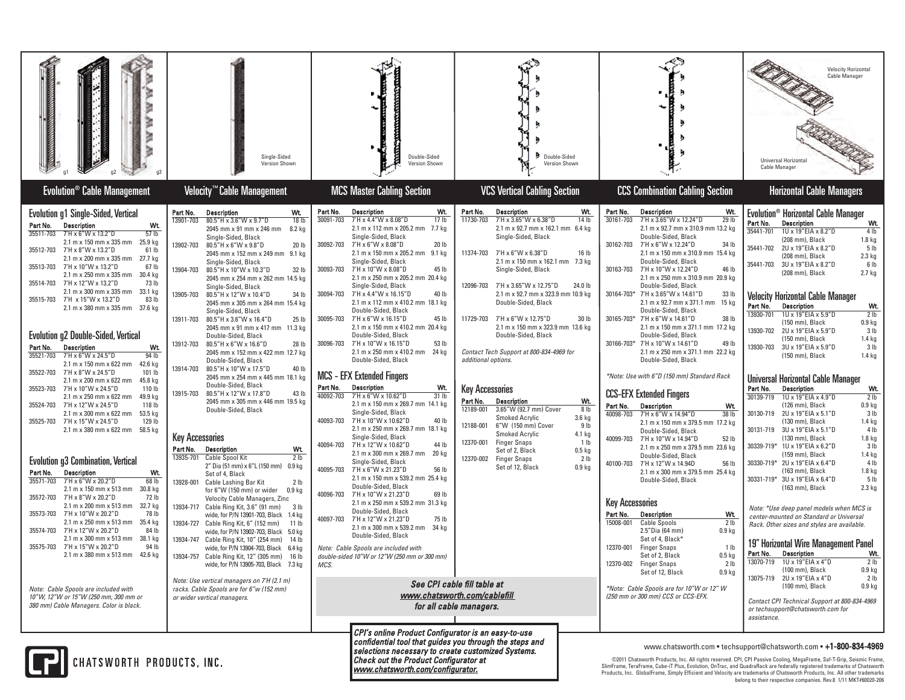Single-Sided Version Shown

Double-Sided Version Shown

Double-Sided Version Shown

Velocity Horizontal Cable Manager

Universal Horizontal Cable Manager

## Evolution® Cable Management

### Evolution g1 Single-Sided, Vertical

| Part No. | Description | Wt. |
|---|---|---|
| 35511-703 | 7'H x 6"W x 13.2"D<br>2.1 m x 150 mm x 335 mm | 57 lb<br>25.9 kg |
| 35512-703 | 7'H x 8"W x 13.2"D<br>2.1 m x 200 mm x 335 mm | 61 lb<br>27.7 kg |
| 35513-703 | 7'H x 10"W x 13.2"D<br>2.1 m x 250 mm x 335 mm | 67 lb<br>30.4 kg |
| 35514-703 | 7'H x 12"W x 13.2"D<br>2.1 m x 300 mm x 335 mm | 73 lb<br>33.1 kg |
| 35515-703 | 7'H x 15"W x 13.2"D<br>2.1 m x 380 mm x 335 mm | 83 lb<br>37.6 kg |

### Evolution g2 Double-Sided, Vertical

| Part No. | Description | Wt. |
|---|---|---|
| 35521-703 | 7'H x 6"W x 24.5"D<br>2.1 m x 150 mm x 622 mm | 94 lb<br>42.6 kg |
| 35522-703 | 7'H x 8"W x 24.5"D<br>2.1 m x 200 mm x 622 mm | 101 lb<br>45.8 kg |
| 35523-703 | 7'H x 10"W x 24.5"D<br>2.1 m x 250 mm x 622 mm | 110 lb<br>49.9 kg |
| 35524-703 | 7'H x 12"W x 24.5"D<br>2.1 m x 300 mm x 622 mm | 118 lb<br>53.5 kg |
| 35525-703 | 7'H x 15"W x 24.5"D<br>2.1 m x 380 mm x 622 mm | 129 lb<br>58.5 kg |

### Evolution g3 Combination, Vertical

| Part No. | Description | Wt. |
|---|---|---|
| 35571-703 | 7'H x 6"W x 20.2"D<br>2.1 m x 150 mm x 513 mm | 68 lb<br>30.8 kg |
| 35572-703 | 7'H x 8"W x 20.2"D<br>2.1 m x 200 mm x 513 mm | 72 lb<br>32.7 kg |
| 35573-703 | 7'H x 10"W x 20.2"D<br>2.1 m x 250 mm x 513 mm | 78 lb<br>35.4 kg |
| 35574-703 | 7'H x 12"W x 20.2"D<br>2.1 m x 300 mm x 513 mm | 84 lb<br>38.1 kg |
| 35575-703 | 7'H x 15"W x 20.2"D<br>2.1 m x 380 mm x 513 mm | 94 lb<br>42.6 kg |

*Note: Cable Spools are included with 10"W, 12"W or 15"W (250 mm, 300 mm or 380 mm) Cable Managers. Color is black.*

## Velocity™ Cable Management

| Part No. | Description | Wt. |
|---|---|---|
| 13901-703 | 80.5"H x 3.6"W x 9.7"D<br>2045 mm x 91 mm x 246 mm<br>Single-Sided, Black | 18 lb<br>8.2 kg |
| 13902-703 | 80.5"H x 6"W x 9.8"D<br>2045 mm x 152 mm x 249 mm<br>Single-Sided, Black | 20 lb<br>9.1 kg |
| 13904-703 | 80.5"H x 10"W x 10.3"D<br>2045 mm x 254 mm x 262 mm<br>Single-Sided, Black | 32 lb<br>14.5 kg |
| 13905-703 | 80.5"H x 12"W x 10.4"D<br>2045 mm x 305 mm x 264 mm<br>Single-Sided, Black | 34 lb<br>15.4 kg |
| 13911-703 | 80.5"H x 3.6"W x 16.4"D<br>2045 mm x 91 mm x 417 mm<br>Double-Sided, Black | 25 lb<br>11.3 kg |
| 13912-703 | 80.5"H x 6"W x 16.6"D<br>2045 mm x 152 mm x 422 mm<br>Double-Sided, Black | 28 lb<br>12.7 kg |
| 13914-703 | 80.5"H x 10"W x 17.5"D<br>2045 mm x 254 mm x 445 mm<br>Double-Sided, Black | 40 lb<br>18.1 kg |
| 13915-703 | 80.5"H x 12"W x 17.8"D<br>2045 mm x 305 mm x 446 mm<br>Double-Sided, Black | 43 lb<br>19.5 kg |

### Key Accessories

| Part No. | Description | Wt. |
|---|---|---|
| 13935-701 | Cable Spool Kit<br>2" Dia (51 mm) x 6"L (150 mm)<br>Set of 4, Black | 2 lb<br>0.9 kg |
| 13928-001 | Cable Lashing Bar Kit for 6"W (150 mm) or wider Velocity Cable Managers, Zinc | 2 lb<br>0.9 kg |
| 13934-717 | Cable Ring Kit, 3.6" (91 mm) wide, for P/N 13901-703, Black | 3 lb<br>1.4 kg |
| 13934-727 | Cable Ring Kit, 6" (152 mm) wide, for P/N 13902-703, Black | 11 lb<br>5.0 kg |
| 13934-747 | Cable Ring Kit, 10" (254 mm) wide, for P/N 13904-703, Black | 14 lb<br>6.4 kg |
| 13934-757 | Cable Ring Kit, 12" (305 mm) wide, for P/N 13905-703, Black | 16 lb<br>7.3 kg |

*Note: Use vertical managers on 7'H (2.1 m) racks. Cable Spools are for 6"w (152 mm) or wider vertical managers.*

## MCS Master Cabling Section

| Part No. | Description | Wt. |
|---|---|---|
| 30091-703 | 7'H x 4.4"W x 8.08"D<br>2.1 m x 112 mm x 205.2 mm<br>Single-Sided, Black | 17 lb<br>7.7 kg |
| 30092-703 | 7'H x 6"W x 8.08"D<br>2.1 m x 150 mm x 205.2 mm<br>Single-Sided, Black | 20 lb<br>9.1 kg |
| 30093-703 | 7'H x 10"W x 8.08"D<br>2.1 m x 250 mm x 205.2 mm<br>Single-Sided, Black | 45 lb<br>20.4 kg |
| 30094-703 | 7'H x 4.4"W x 16.15"D<br>2.1 m x 112 mm x 410.2 mm<br>Double-Sided, Black | 40 lb<br>18.1 kg |
| 30095-703 | 7'H x 6"W x 16.15"D<br>2.1 m x 150 mm x 410.2 mm<br>Double-Sided, Black | 45 lb<br>20.4 kg |
| 30096-703 | 7'H x 10"W x 16.15"D<br>2.1 m x 250 mm x 410.2 mm<br>Double-Sided, Black | 53 lb<br>24 kg |

### MCS - EFX Extended Fingers

| Part No. | Description | Wt. |
|---|---|---|
| 40092-703 | 7'H x 6"W x 10.62"D<br>2.1 m x 150 mm x 269.7 mm<br>Single-Sided, Black | 31 lb<br>14.1 kg |
| 40093-703 | 7'H x 10"W x 10.62"D<br>2.1 m x 250 mm x 269.7 mm<br>Single-Sided, Black | 40 lb<br>18.1 kg |
| 40094-703 | 7'H x 12"W x 10.62"D<br>2.1 m x 300 mm x 269.7 mm<br>Single-Sided, Black | 44 lb<br>20 kg |
| 40095-703 | 7'H x 6"W x 21.23"D<br>2.1 m x 150 mm x 539.2 mm<br>Double-Sided, Black | 56 lb<br>25.4 kg |
| 40096-703 | 7'H x 10"W x 21.23"D<br>2.1 m x 250 mm x 539.2 mm<br>Double-Sided, Black | 69 lb<br>31.3 kg |
| 40097-703 | 7'H x 12"W x 21.23"D<br>2.1 m x 300 mm x 539.2 mm<br>Double-Sided, Black | 75 lb<br>34 kg |

*Note: Cable Spools are included with double-sided 10"W or 12"W (250 mm or 300 mm) MCS.*

## VCS Vertical Cabling Section

| Part No. | Description | Wt. |
|---|---|---|
| 11730-703 | 7'H x 3.65"W x 6.38"D<br>2.1 m x 92.7 mm x 162.1 mm<br>Single-Sided, Black | 14 lb<br>6.4 kg |
| 11374-703 | 7'H x 6"W x 6.38"D<br>2.1 m x 150 mm x 162.1 mm<br>Single-Sided, Black | 16 lb<br>7.3 kg |
| 12096-703 | 7'H x 3.65"W x 12.75"D<br>2.1 m x 92.7 mm x 323.9 mm<br>Double-Sided, Black | 24.0 lb<br>10.9 kg |
| 11729-703 | 7'H x 6"W x 12.75"D<br>2.1 m x 150 mm x 323.9 mm<br>Double-Sided, Black | 30 lb<br>13.6 kg |

*Contact Tech Support at 800-834-4969 for additional options.*

### Key Accessories

| Part No. | Description | Wt. |
|---|---|---|
| 12189-001 | 3.65"W (92.7 mm) Cover<br>Smoked Acrylic | 8 lb<br>3.6 kg |
| 12188-001 | 6"W (150 mm) Cover<br>Smoked Acrylic | 9 lb<br>4.1 kg |
| 12370-001 | Finger Snaps<br>Set of 2, Black | 1 lb<br>0.5 kg |
| 12370-002 | Finger Snaps<br>Set of 12, Black | 2 lb<br>0.9 kg |

***See CPI cable fill table at www.chatsworth.com/cablefill for all cable managers.***

## CCS Combination Cabling Section

| Part No. | Description | Wt. |
|---|---|---|
| 30161-703 | 7'H x 3.65"W x 12.24"D<br>2.1 m x 92.7 mm x 310.9 mm<br>Double-Sided, Black | 29 lb<br>13.2 kg |
| 30162-703 | 7'H x 6"W x 12.24"D<br>2.1 m x 150 mm x 310.9 mm<br>Double-Sided, Black | 34 lb<br>15.4 kg |
| 30163-703 | 7'H x 10"W x 12.24"D<br>2.1 m x 250 mm x 310.9 mm<br>Double-Sided, Black | 46 lb<br>20.9 kg |
| 30164-703* | 7'H x 3.65"W x 14.61"D<br>2.1 m x 92.7 mm x 371.1 mm<br>Double-Sided, Black | 33 lb<br>15 kg |
| 30165-703* | 7'H x 6"W x 14.61"D<br>2.1 m x 150 mm x 371.1 mm<br>Double-Sided, Black | 38 lb<br>17.2 kg |
| 30166-703* | 7'H x 10"W x 14.61"D<br>2.1 m x 250 mm x 371.1 mm<br>Double-Sided, Black | 49 lb<br>22.2 kg |

*\*Note: Use with 6"D (150 mm) Standard Rack*

### CCS-EFX Extended Fingers

| Part No. | Description | Wt. |
|---|---|---|
| 40098-703 | 7'H x 6"W x 14.94"D<br>2.1 m x 150 mm x 379.5 mm<br>Double-Sided, Black | 38 lb<br>17.2 kg |
| 40099-703 | 7'H x 10"W x 14.94"D<br>2.1 m x 250 mm x 379.5 mm<br>Double-Sided, Black | 52 lb<br>23.6 kg |
| 40100-703 | 7'H x 12"W x 14.94D<br>2.1 m x 300 mm x 379.5 mm<br>Double-Sided, Black | 56 lb<br>25.4 kg |

### Key Accessories

| Part No. | Description | Wt. |
|---|---|---|
| 15008-001 | Cable Spools<br>2.5"Dia (64 mm)<br>Set of 4, Black* | 2 lb<br>0.9 kg |
| 12370-001 | Finger Snaps<br>Set of 2, Black | 1 lb<br>0.5 kg |
| 12370-002 | Finger Snaps<br>Set of 12, Black | 2 lb<br>0.9 kg |

*\*Note: Cable Spools are for 10"W or 12" W (250 mm or 300 mm) CCS or CCS-EFX.*

## Horizontal Cable Managers

### Evolution® Horizontal Cable Manager

| Part No. | Description | Wt. |
|---|---|---|
| 35441-701 | 1U x 19"EIA x 8.2"D<br>(208 mm), Black | 4 lb<br>1.8 kg |
| 35441-702 | 2U x 19"EIA x 8.2"D<br>(208 mm), Black | 5 lb<br>2.3 kg |
| 35441-703 | 3U x 19"EIA x 8.2"D<br>(208 mm), Black | 6 lb<br>2.7 kg |

### Velocity Horizontal Cable Manager

| Part No. | Description | Wt. |
|---|---|---|
| 13930-701 | 1U x 19"EIA x 5.9"D<br>(150 mm), Black | 2 lb<br>0.9 kg |
| 13930-702 | 2U x 19"EIA x 5.9"D<br>(150 mm), Black | 3 lb<br>1.4 kg |
| 13930-703 | 3U x 19"EIA x 5.9"D<br>(150 mm), Black | 3 lb<br>1.4 kg |

### Universal Horizontal Cable Manager

| Part No. | Description | Wt. |
|---|---|---|
| 30139-719 | 1U x 19"EIA x 4.9"D<br>(126 mm), Black | 2 lb<br>0.9 kg |
| 30130-719 | 2U x 19"EIA x 5.1"D<br>(130 mm), Black | 3 lb<br>1.4 kg |
| 30131-719 | 3U x 19"EIA x 5.1"D<br>(130 mm), Black | 4 lb<br>1.8 kg |
| 30339-719* | 1U x 19"EIA x 6.2"D<br>(159 mm), Black | 3 lb<br>1.4 kg |
| 30330-719* | 2U x 19"EIA x 6.4"D<br>(163 mm), Black | 4 lb<br>1.8 kg |
| 30331-719* | 3U x 19"EIA x 6.4"D<br>(163 mm), Black | 5 lb<br>2.3 kg |

*Note: \*Use deep panel models when MCS is center-mounted on Standard or Universal Rack. Other sizes and styles are available.*

### 19" Horizontal Wire Management Panel

| Part No. | Description | Wt. |
|---|---|---|
| 13070-719 | 1U x 19"EIA x 4"D<br>(100 mm), Black | 2 lb<br>0.9 kg |
| 13075-719 | 2U x 19"EIA x 4"D<br>(100 mm), Black | 2 lb<br>0.9 kg |

*Contact CPI Technical Support at 800-834-4969 or techsupport@chatsworth.com for assistance.*

***CPI's online Product Configurator is an easy-to-use confidential tool that guides you through the steps and selections necessary to create customized Systems. Check out the Product Configurator at www.chatsworth.com/configurator.***

CHATSWORTH PRODUCTS, INC.

www.chatsworth.com • techsupport@chatsworth.com • **+1-800-834-4969**

©2011 Chatsworth Products, Inc. All rights reserved. CPI, CPI Passive Cooling, MegaFrame, Saf-T-Grip, Seismic Frame, SlimFrame, TeraFrame, Cube-iT Plus, Evolution, OnTrac, and QuadraRack are federally registered trademarks of Chatsworth Products, Inc. GlobalFrame, Simply Efficient and Velocity are trademarks of Chatsworth Products, Inc. All other trademarks belong to their respective companies. Rev.8 1/11 MKT#60020-206